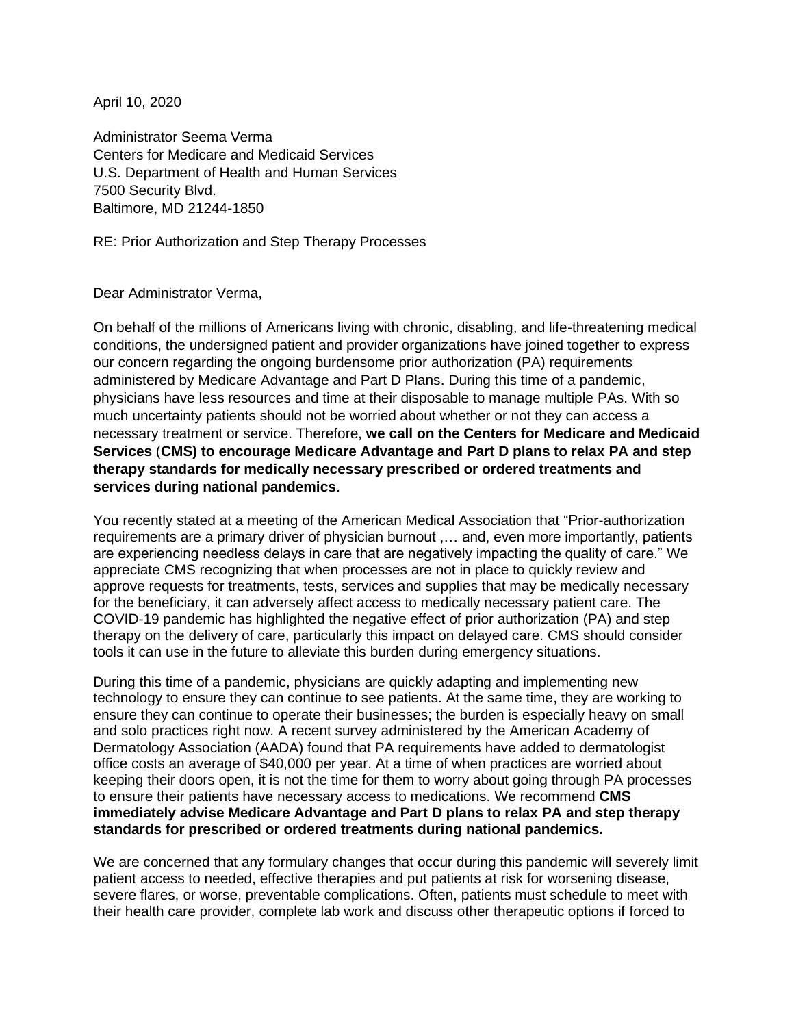April 10, 2020

Administrator Seema Verma
Centers for Medicare and Medicaid Services
U.S. Department of Health and Human Services
7500 Security Blvd.
Baltimore, MD 21244-1850

RE: Prior Authorization and Step Therapy Processes

Dear Administrator Verma,

On behalf of the millions of Americans living with chronic, disabling, and life-threatening medical conditions, the undersigned patient and provider organizations have joined together to express our concern regarding the ongoing burdensome prior authorization (PA) requirements administered by Medicare Advantage and Part D Plans. During this time of a pandemic, physicians have less resources and time at their disposable to manage multiple PAs. With so much uncertainty patients should not be worried about whether or not they can access a necessary treatment or service. Therefore, **we call on the Centers for Medicare and Medicaid Services (CMS) to encourage Medicare Advantage and Part D plans to relax PA and step therapy standards for medically necessary prescribed or ordered treatments and services during national pandemics.**

You recently stated at a meeting of the American Medical Association that "Prior-authorization requirements are a primary driver of physician burnout ,… and, even more importantly, patients are experiencing needless delays in care that are negatively impacting the quality of care." We appreciate CMS recognizing that when processes are not in place to quickly review and approve requests for treatments, tests, services and supplies that may be medically necessary for the beneficiary, it can adversely affect access to medically necessary patient care. The COVID-19 pandemic has highlighted the negative effect of prior authorization (PA) and step therapy on the delivery of care, particularly this impact on delayed care. CMS should consider tools it can use in the future to alleviate this burden during emergency situations.

During this time of a pandemic, physicians are quickly adapting and implementing new technology to ensure they can continue to see patients. At the same time, they are working to ensure they can continue to operate their businesses; the burden is especially heavy on small and solo practices right now. A recent survey administered by the American Academy of Dermatology Association (AADA) found that PA requirements have added to dermatologist office costs an average of $40,000 per year. At a time of when practices are worried about keeping their doors open, it is not the time for them to worry about going through PA processes to ensure their patients have necessary access to medications. We recommend **CMS immediately advise Medicare Advantage and Part D plans to relax PA and step therapy standards for prescribed or ordered treatments during national pandemics.**

We are concerned that any formulary changes that occur during this pandemic will severely limit patient access to needed, effective therapies and put patients at risk for worsening disease, severe flares, or worse, preventable complications. Often, patients must schedule to meet with their health care provider, complete lab work and discuss other therapeutic options if forced to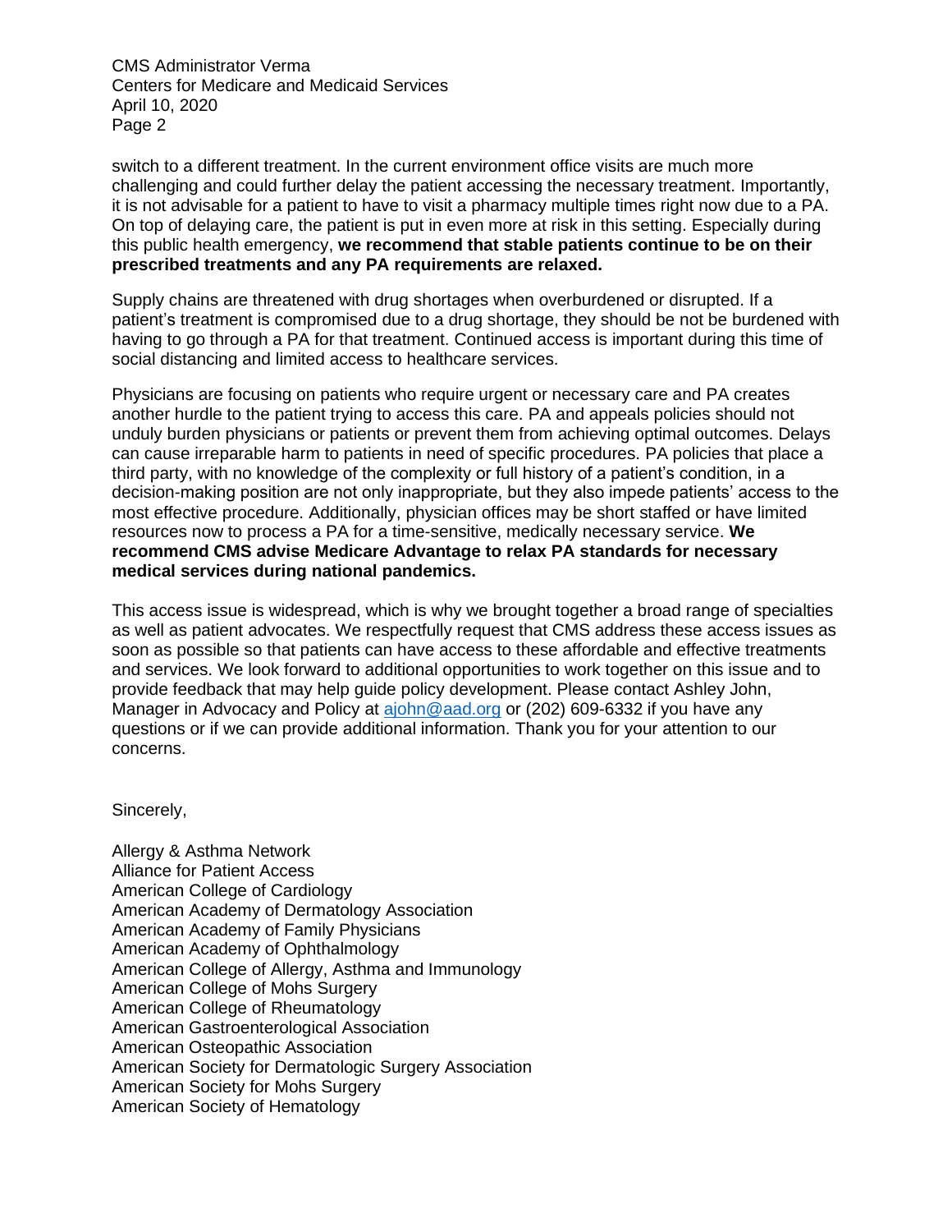switch to a different treatment. In the current environment office visits are much more challenging and could further delay the patient accessing the necessary treatment. Importantly, it is not advisable for a patient to have to visit a pharmacy multiple times right now due to a PA. On top of delaying care, the patient is put in even more at risk in this setting. Especially during this public health emergency, **we recommend that stable patients continue to be on their prescribed treatments and any PA requirements are relaxed.**

Supply chains are threatened with drug shortages when overburdened or disrupted. If a patient's treatment is compromised due to a drug shortage, they should be not be burdened with having to go through a PA for that treatment. Continued access is important during this time of social distancing and limited access to healthcare services.

Physicians are focusing on patients who require urgent or necessary care and PA creates another hurdle to the patient trying to access this care. PA and appeals policies should not unduly burden physicians or patients or prevent them from achieving optimal outcomes. Delays can cause irreparable harm to patients in need of specific procedures. PA policies that place a third party, with no knowledge of the complexity or full history of a patient's condition, in a decision-making position are not only inappropriate, but they also impede patients' access to the most effective procedure. Additionally, physician offices may be short staffed or have limited resources now to process a PA for a time-sensitive, medically necessary service. **We recommend CMS advise Medicare Advantage to relax PA standards for necessary medical services during national pandemics.**

This access issue is widespread, which is why we brought together a broad range of specialties as well as patient advocates. We respectfully request that CMS address these access issues as soon as possible so that patients can have access to these affordable and effective treatments and services. We look forward to additional opportunities to work together on this issue and to provide feedback that may help guide policy development. Please contact Ashley John, Manager in Advocacy and Policy at ajohn@aad.org or (202) 609-6332 if you have any questions or if we can provide additional information. Thank you for your attention to our concerns.

Sincerely,

Allergy & Asthma Network
Alliance for Patient Access
American College of Cardiology
American Academy of Dermatology Association
American Academy of Family Physicians
American Academy of Ophthalmology
American College of Allergy, Asthma and Immunology
American College of Mohs Surgery
American College of Rheumatology
American Gastroenterological Association
American Osteopathic Association
American Society for Dermatologic Surgery Association
American Society for Mohs Surgery
American Society of Hematology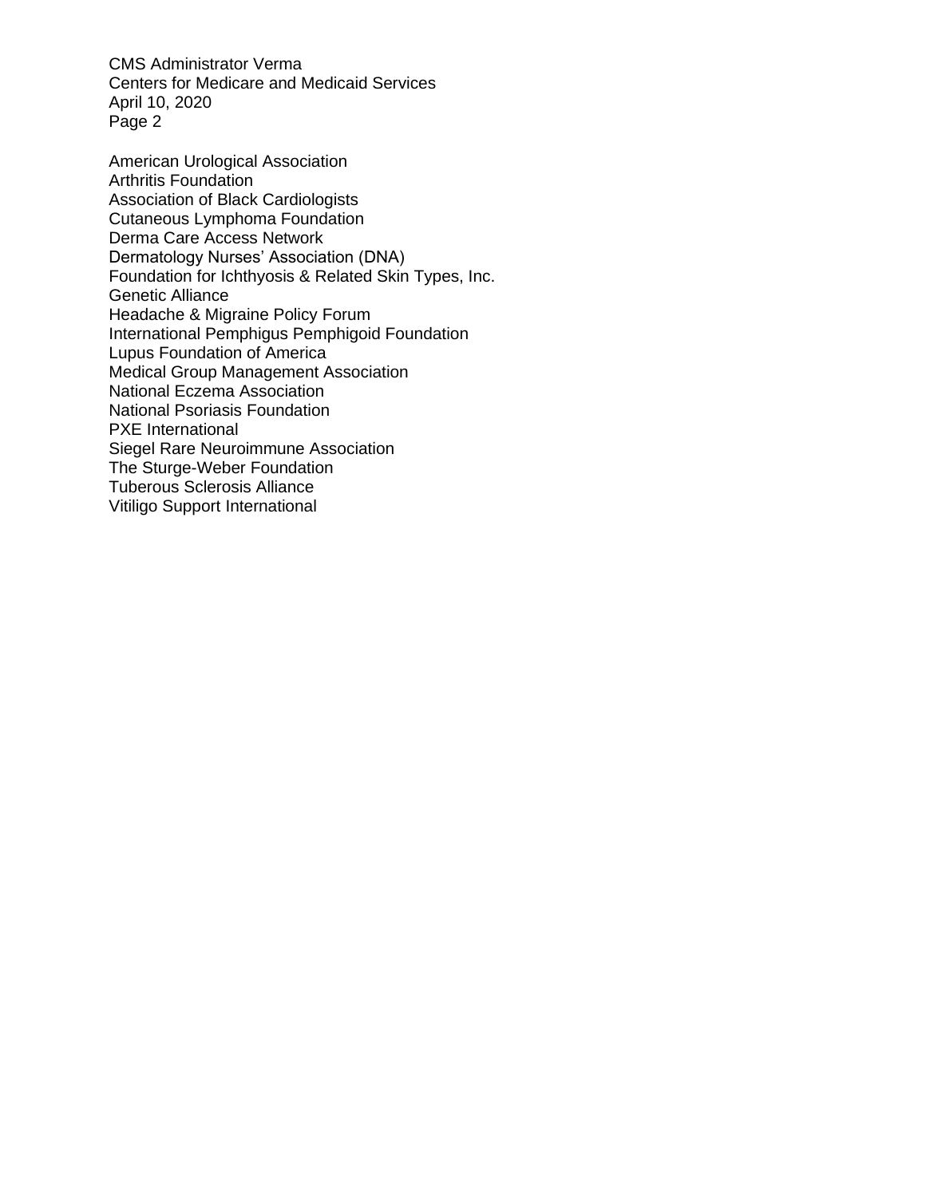American Urological Association
Arthritis Foundation
Association of Black Cardiologists
Cutaneous Lymphoma Foundation
Derma Care Access Network
Dermatology Nurses' Association (DNA)
Foundation for Ichthyosis & Related Skin Types, Inc.
Genetic Alliance
Headache & Migraine Policy Forum
International Pemphigus Pemphigoid Foundation
Lupus Foundation of America
Medical Group Management Association
National Eczema Association
National Psoriasis Foundation
PXE International
Siegel Rare Neuroimmune Association
The Sturge-Weber Foundation
Tuberous Sclerosis Alliance
Vitiligo Support International